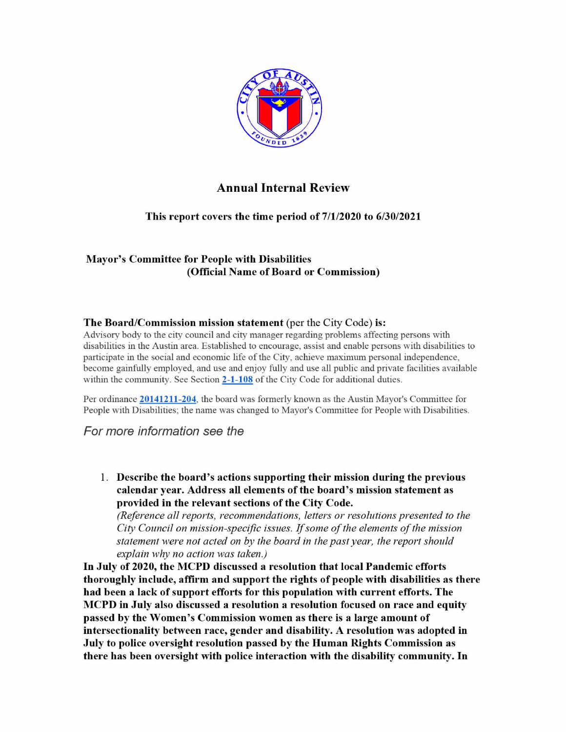# Annual Internal Review

**This report covers the time period of 7/1/2020 to 6/30/2021**

**Mayor's Committee for People with Disabilities**
**(Official Name of Board or Commission)**

**The Board/Commission mission statement** (per the City Code) **is:**
Advisory body to the city council and city manager regarding problems affecting persons with disabilities in the Austin area. Established to encourage, assist and enable persons with disabilities to participate in the social and economic life of the City, achieve maximum personal independence, become gainfully employed, and use and enjoy fully and use all public and private facilities available within the community. See Section [2-1-108] of the City Code for additional duties.

Per ordinance [20141211-204], the board was formerly known as the Austin Mayor's Committee for People with Disabilities; the name was changed to Mayor's Committee for People with Disabilities.

*For more information see the*

1. **Describe the board's actions supporting their mission during the previous calendar year. Address all elements of the board's mission statement as provided in the relevant sections of the City Code.**
   *(Reference all reports, recommendations, letters or resolutions presented to the City Council on mission-specific issues. If some of the elements of the mission statement were not acted on by the board in the past year, the report should explain why no action was taken.)*

**In July of 2020, the MCPD discussed a resolution that local Pandemic efforts thoroughly include, affirm and support the rights of people with disabilities as there had been a lack of support efforts for this population with current efforts. The MCPD in July also discussed a resolution a resolution focused on race and equity passed by the Women's Commission women as there is a large amount of intersectionality between race, gender and disability. A resolution was adopted in July to police oversight resolution passed by the Human Rights Commission as there has been oversight with police interaction with the disability community. In**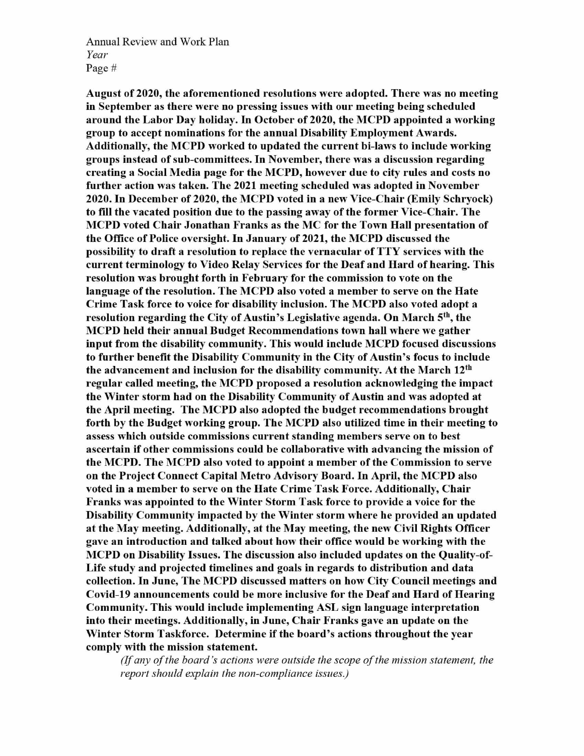**August of 2020, the aforementioned resolutions were adopted. There was no meeting in September as there were no pressing issues with our meeting being scheduled around the Labor Day holiday. In October of 2020, the MCPD appointed a working group to accept nominations for the annual Disability Employment Awards. Additionally, the MCPD worked to updated the current bi-laws to include working groups instead of sub-committees. In November, there was a discussion regarding creating a Social Media page for the MCPD, however due to city rules and costs no further action was taken. The 2021 meeting scheduled was adopted in November 2020. In December of 2020, the MCPD voted in a new Vice-Chair (Emily Schryock) to fill the vacated position due to the passing away of the former Vice-Chair. The MCPD voted Chair Jonathan Franks as the MC for the Town Hall presentation of the Office of Police oversight. In January of 2021, the MCPD discussed the possibility to draft a resolution to replace the vernacular of TTY services with the current terminology to Video Relay Services for the Deaf and Hard of hearing. This resolution was brought forth in February for the commission to vote on the language of the resolution. The MCPD also voted a member to serve on the Hate Crime Task force to voice for disability inclusion. The MCPD also voted adopt a resolution regarding the City of Austin's Legislative agenda. On March 5th, the MCPD held their annual Budget Recommendations town hall where we gather input from the disability community. This would include MCPD focused discussions to further benefit the Disability Community in the City of Austin's focus to include the advancement and inclusion for the disability community. At the March 12th regular called meeting, the MCPD proposed a resolution acknowledging the impact the Winter storm had on the Disability Community of Austin and was adopted at the April meeting. The MCPD also adopted the budget recommendations brought forth by the Budget working group. The MCPD also utilized time in their meeting to assess which outside commissions current standing members serve on to best ascertain if other commissions could be collaborative with advancing the mission of the MCPD. The MCPD also voted to appoint a member of the Commission to serve on the Project Connect Capital Metro Advisory Board. In April, the MCPD also voted in a member to serve on the Hate Crime Task Force. Additionally, Chair Franks was appointed to the Winter Storm Task force to provide a voice for the Disability Community impacted by the Winter storm where he provided an updated at the May meeting. Additionally, at the May meeting, the new Civil Rights Officer gave an introduction and talked about how their office would be working with the MCPD on Disability Issues. The discussion also included updates on the Quality-of-Life study and projected timelines and goals in regards to distribution and data collection. In June, The MCPD discussed matters on how City Council meetings and Covid-19 announcements could be more inclusive for the Deaf and Hard of Hearing Community. This would include implementing ASL sign language interpretation into their meetings. Additionally, in June, Chair Franks gave an update on the Winter Storm Taskforce. Determine if the board's actions throughout the year comply with the mission statement.**

*(If any of the board's actions were outside the scope of the mission statement, the report should explain the non-compliance issues.)*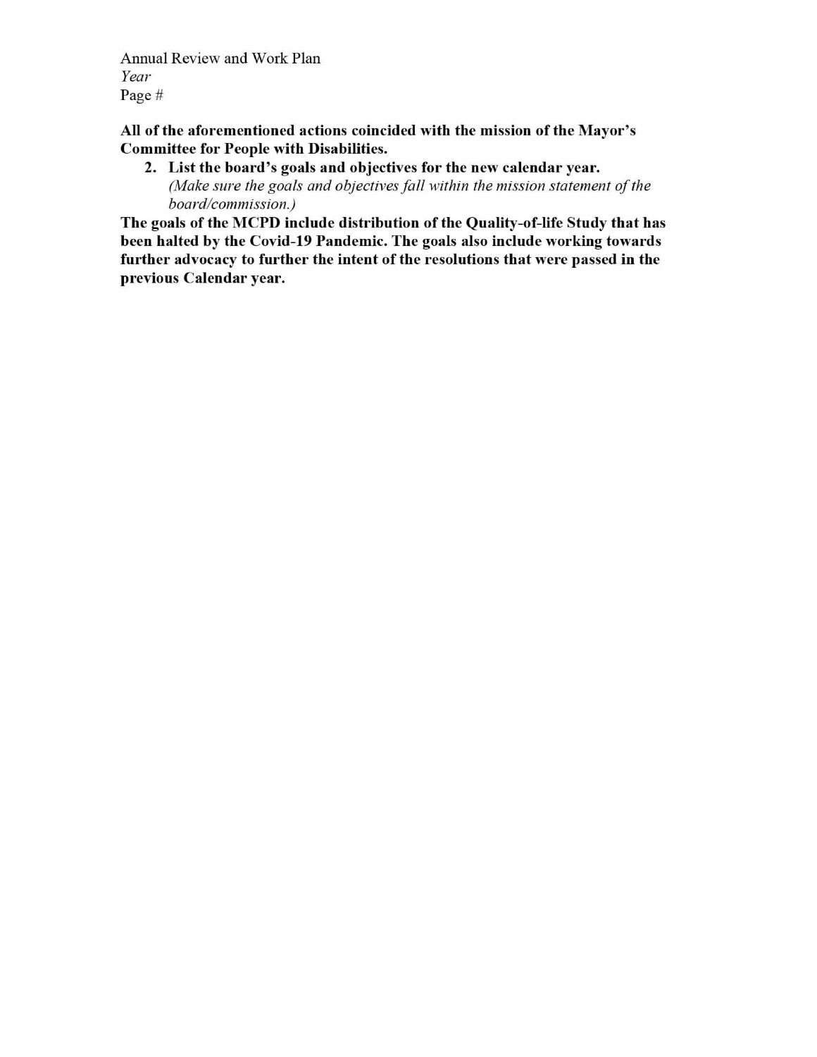**All of the aforementioned actions coincided with the mission of the Mayor's Committee for People with Disabilities.**

2. **List the board's goals and objectives for the new calendar year.**
   *(Make sure the goals and objectives fall within the mission statement of the board/commission.)*

**The goals of the MCPD include distribution of the Quality-of-life Study that has been halted by the Covid-19 Pandemic. The goals also include working towards further advocacy to further the intent of the resolutions that were passed in the previous Calendar year.**